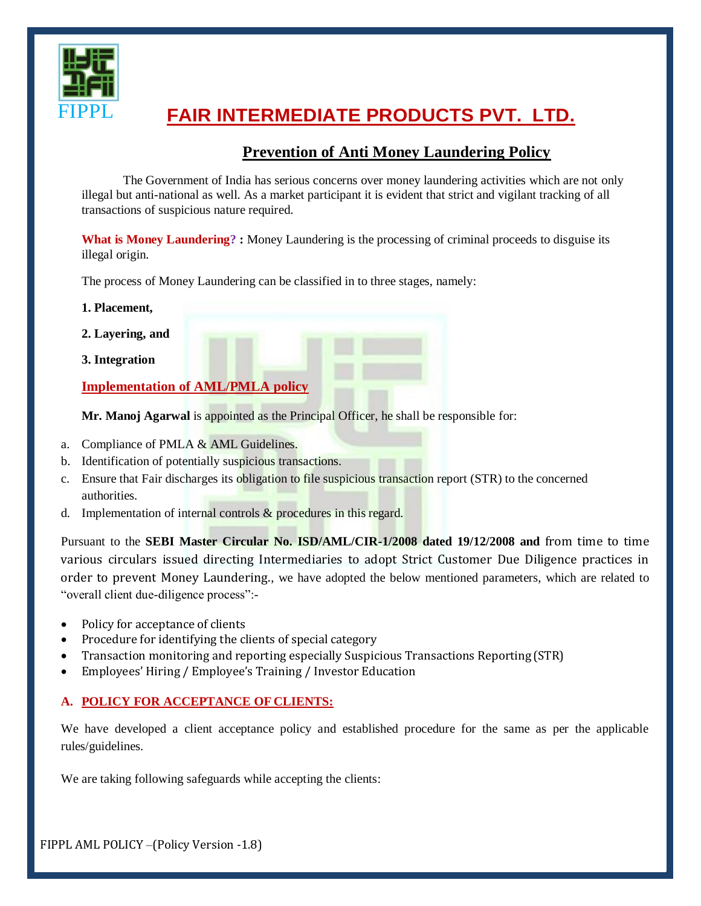FIPPL

# FAIR INTERMEDIATE PRODUCTS PVT. LTD.

## Prevention of Anti Money Laundering Policy

The Government of India has serious concerns over money laundering activities which are not only illegal but anti-national as well. As a market participant it is evident that strict and vigilant tracking of all transactions of suspicious nature required.

**What is Money Laundering? :** Money Laundering is the processing of criminal proceeds to disguise its illegal origin.

The process of Money Laundering can be classified in to three stages, namely:

**1. Placement,**

**2. Layering, and**

**3. Integration**

### Implementation of AML/PMLA policy

**Mr. Manoj Agarwal** is appointed as the Principal Officer, he shall be responsible for:

a. Compliance of PMLA & AML Guidelines.
b. Identification of potentially suspicious transactions.
c. Ensure that Fair discharges its obligation to file suspicious transaction report (STR) to the concerned authorities.
d. Implementation of internal controls & procedures in this regard.

Pursuant to the **SEBI Master Circular No. ISD/AML/CIR-1/2008 dated 19/12/2008 and** from time to time various circulars issued directing Intermediaries to adopt Strict Customer Due Diligence practices in order to prevent Money Laundering., we have adopted the below mentioned parameters, which are related to "overall client due-diligence process":-

- Policy for acceptance of clients
- Procedure for identifying the clients of special category
- Transaction monitoring and reporting especially Suspicious Transactions Reporting (STR)
- Employees' Hiring / Employee's Training / Investor Education

### A. POLICY FOR ACCEPTANCE OF CLIENTS:

We have developed a client acceptance policy and established procedure for the same as per the applicable rules/guidelines.

We are taking following safeguards while accepting the clients: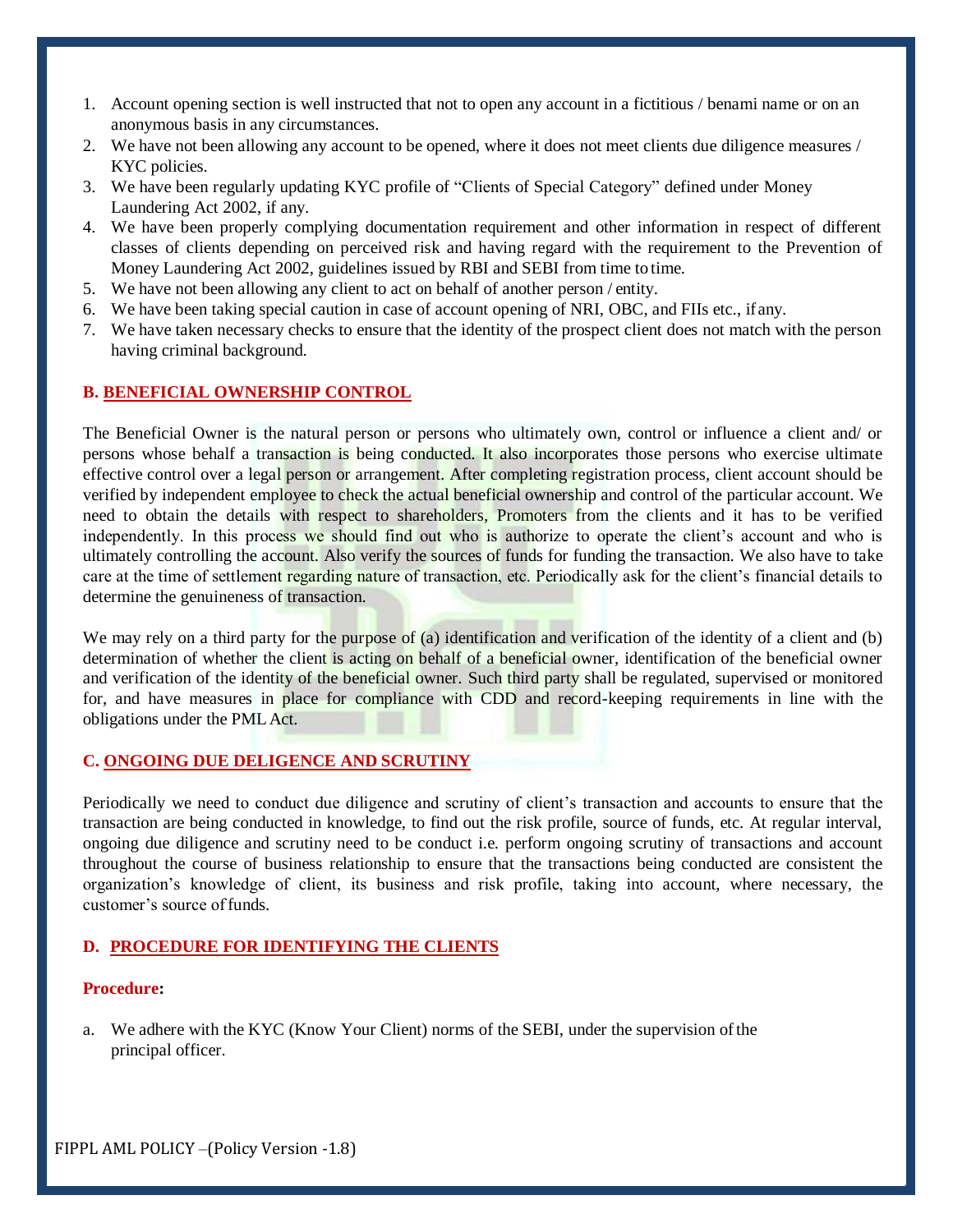1. Account opening section is well instructed that not to open any account in a fictitious / benami name or on an anonymous basis in any circumstances.
2. We have not been allowing any account to be opened, where it does not meet clients due diligence measures / KYC policies.
3. We have been regularly updating KYC profile of "Clients of Special Category" defined under Money Laundering Act 2002, if any.
4. We have been properly complying documentation requirement and other information in respect of different classes of clients depending on perceived risk and having regard with the requirement to the Prevention of Money Laundering Act 2002, guidelines issued by RBI and SEBI from time to time.
5. We have not been allowing any client to act on behalf of another person / entity.
6. We have been taking special caution in case of account opening of NRI, OBC, and FIIs etc., if any.
7. We have taken necessary checks to ensure that the identity of the prospect client does not match with the person having criminal background.

### B. BENEFICIAL OWNERSHIP CONTROL

The Beneficial Owner is the natural person or persons who ultimately own, control or influence a client and/ or persons whose behalf a transaction is being conducted. It also incorporates those persons who exercise ultimate effective control over a legal person or arrangement. After completing registration process, client account should be verified by independent employee to check the actual beneficial ownership and control of the particular account. We need to obtain the details with respect to shareholders, Promoters from the clients and it has to be verified independently. In this process we should find out who is authorize to operate the client's account and who is ultimately controlling the account. Also verify the sources of funds for funding the transaction. We also have to take care at the time of settlement regarding nature of transaction, etc. Periodically ask for the client's financial details to determine the genuineness of transaction.

We may rely on a third party for the purpose of (a) identification and verification of the identity of a client and (b) determination of whether the client is acting on behalf of a beneficial owner, identification of the beneficial owner and verification of the identity of the beneficial owner. Such third party shall be regulated, supervised or monitored for, and have measures in place for compliance with CDD and record-keeping requirements in line with the obligations under the PML Act.

### C. ONGOING DUE DELIGENCE AND SCRUTINY

Periodically we need to conduct due diligence and scrutiny of client's transaction and accounts to ensure that the transaction are being conducted in knowledge, to find out the risk profile, source of funds, etc. At regular interval, ongoing due diligence and scrutiny need to be conduct i.e. perform ongoing scrutiny of transactions and account throughout the course of business relationship to ensure that the transactions being conducted are consistent the organization's knowledge of client, its business and risk profile, taking into account, where necessary, the customer's source of funds.

### D. PROCEDURE FOR IDENTIFYING THE CLIENTS

**Procedure:**

a. We adhere with the KYC (Know Your Client) norms of the SEBI, under the supervision of the principal officer.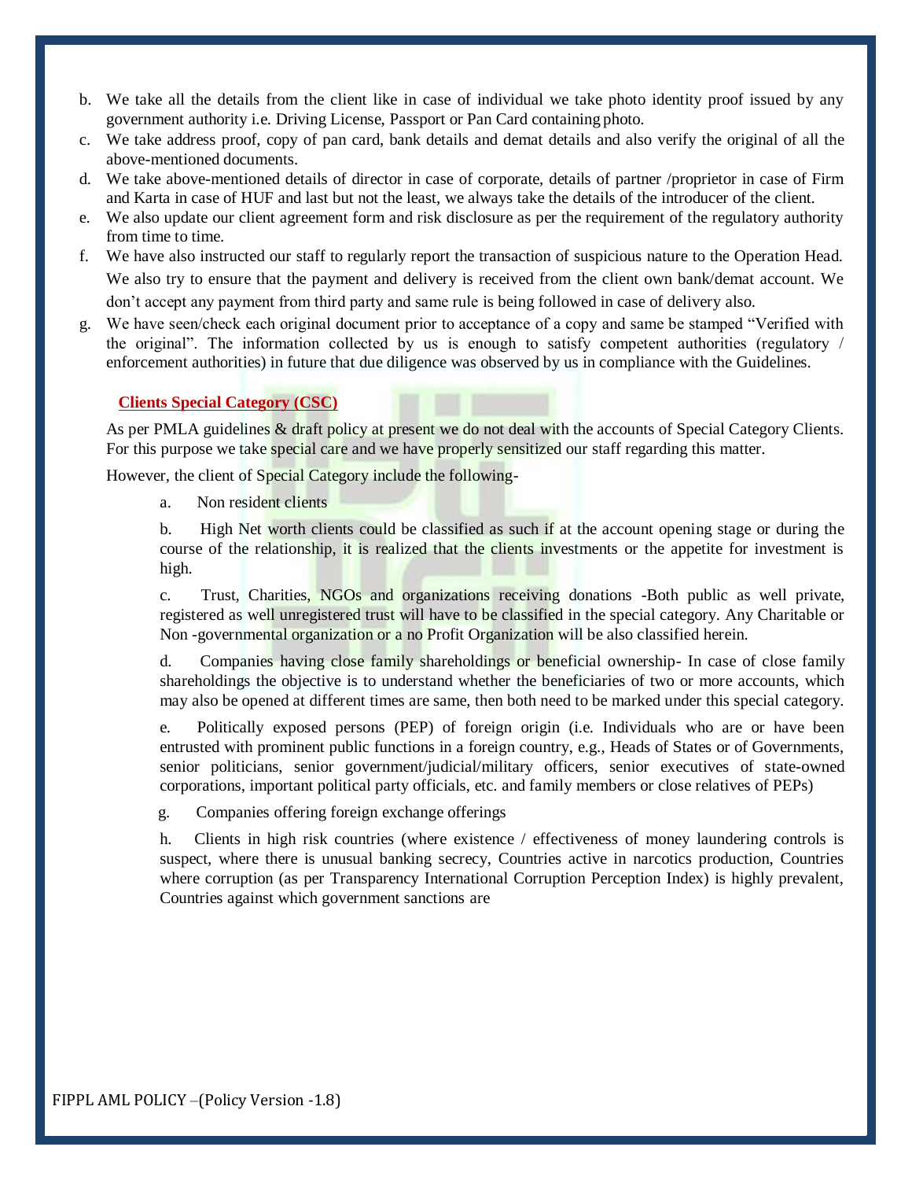b. We take all the details from the client like in case of individual we take photo identity proof issued by any government authority i.e. Driving License, Passport or Pan Card containing photo.

c. We take address proof, copy of pan card, bank details and demat details and also verify the original of all the above-mentioned documents.

d. We take above-mentioned details of director in case of corporate, details of partner /proprietor in case of Firm and Karta in case of HUF and last but not the least, we always take the details of the introducer of the client.

e. We also update our client agreement form and risk disclosure as per the requirement of the regulatory authority from time to time.

f. We have also instructed our staff to regularly report the transaction of suspicious nature to the Operation Head. We also try to ensure that the payment and delivery is received from the client own bank/demat account. We don't accept any payment from third party and same rule is being followed in case of delivery also.

g. We have seen/check each original document prior to acceptance of a copy and same be stamped "Verified with the original". The information collected by us is enough to satisfy competent authorities (regulatory / enforcement authorities) in future that due diligence was observed by us in compliance with the Guidelines.

**Clients Special Category (CSC)**

As per PMLA guidelines & draft policy at present we do not deal with the accounts of Special Category Clients. For this purpose we take special care and we have properly sensitized our staff regarding this matter.

However, the client of Special Category include the following-

a. Non resident clients

b. High Net worth clients could be classified as such if at the account opening stage or during the course of the relationship, it is realized that the clients investments or the appetite for investment is high.

c. Trust, Charities, NGOs and organizations receiving donations -Both public as well private, registered as well unregistered trust will have to be classified in the special category. Any Charitable or Non -governmental organization or a no Profit Organization will be also classified herein.

d. Companies having close family shareholdings or beneficial ownership- In case of close family shareholdings the objective is to understand whether the beneficiaries of two or more accounts, which may also be opened at different times are same, then both need to be marked under this special category.

e. Politically exposed persons (PEP) of foreign origin (i.e. Individuals who are or have been entrusted with prominent public functions in a foreign country, e.g., Heads of States or of Governments, senior politicians, senior government/judicial/military officers, senior executives of state-owned corporations, important political party officials, etc. and family members or close relatives of PEPs)

g. Companies offering foreign exchange offerings

h. Clients in high risk countries (where existence / effectiveness of money laundering controls is suspect, where there is unusual banking secrecy, Countries active in narcotics production, Countries where corruption (as per Transparency International Corruption Perception Index) is highly prevalent, Countries against which government sanctions are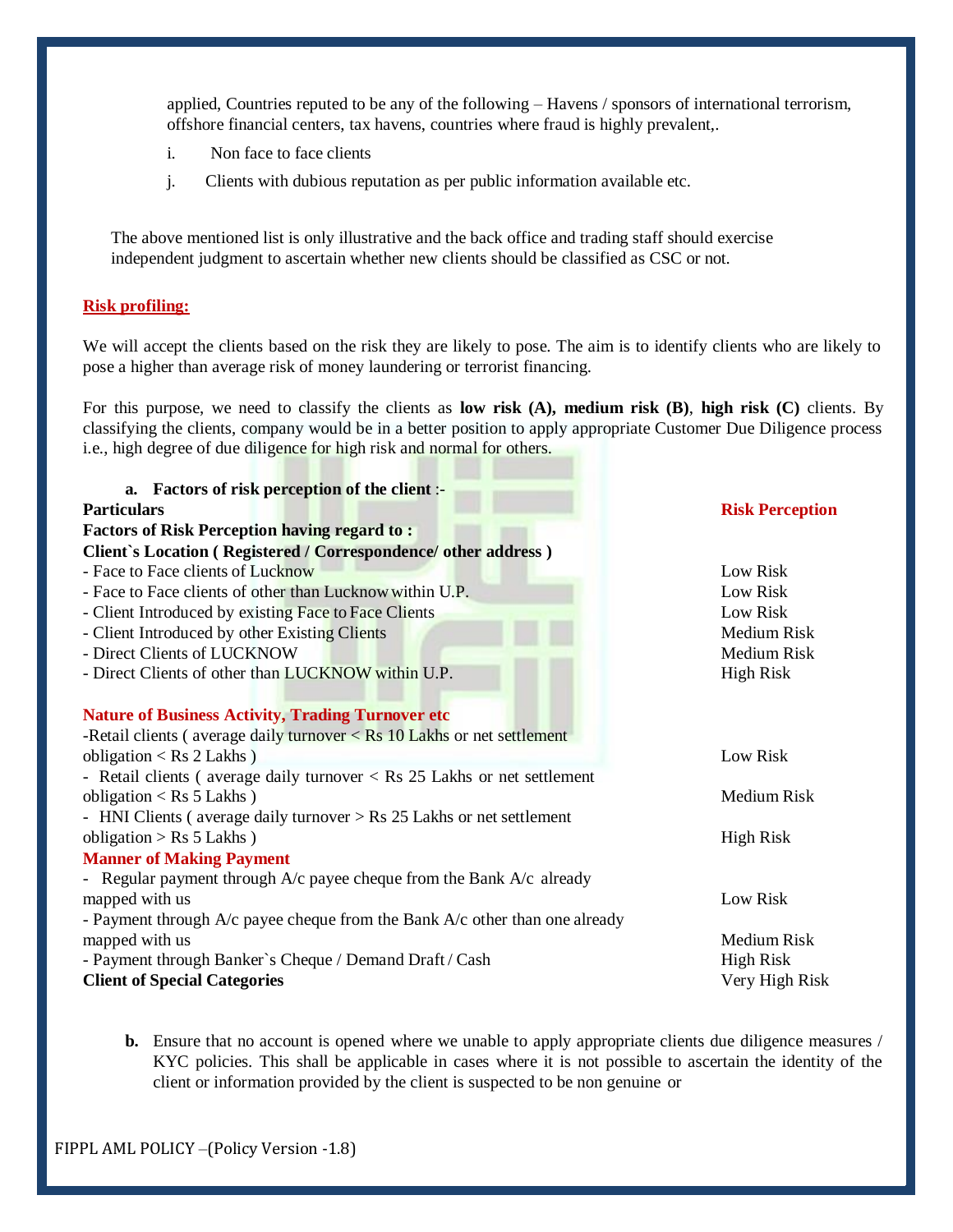applied, Countries reputed to be any of the following – Havens / sponsors of international terrorism, offshore financial centers, tax havens, countries where fraud is highly prevalent,.

i. Non face to face clients

j. Clients with dubious reputation as per public information available etc.

The above mentioned list is only illustrative and the back office and trading staff should exercise independent judgment to ascertain whether new clients should be classified as CSC or not.

**Risk profiling:**

We will accept the clients based on the risk they are likely to pose. The aim is to identify clients who are likely to pose a higher than average risk of money laundering or terrorist financing.

For this purpose, we need to classify the clients as **low risk (A), medium risk (B)**, **high risk (C)** clients. By classifying the clients, company would be in a better position to apply appropriate Customer Due Diligence process i.e., high degree of due diligence for high risk and normal for others.

**a. Factors of risk perception of the client** :-

| **Particulars** | **Risk Perception** |
|---|---|
| **Factors of Risk Perception having regard to :** | |
| **Client`s Location ( Registered / Correspondence/ other address )** | |
| - Face to Face clients of Lucknow | Low Risk |
| - Face to Face clients of other than Lucknow within U.P. | Low Risk |
| - Client Introduced by existing Face to Face Clients | Low Risk |
| - Client Introduced by other Existing Clients | Medium Risk |
| - Direct Clients of LUCKNOW | Medium Risk |
| - Direct Clients of other than LUCKNOW within U.P. | High Risk |
| **Nature of Business Activity, Trading Turnover etc** | |
| -Retail clients ( average daily turnover < Rs 10 Lakhs or net settlement obligation < Rs 2 Lakhs ) | Low Risk |
| - Retail clients ( average daily turnover < Rs 25 Lakhs or net settlement obligation < Rs 5 Lakhs ) | Medium Risk |
| - HNI Clients ( average daily turnover > Rs 25 Lakhs or net settlement obligation > Rs 5 Lakhs ) | High Risk |
| **Manner of Making Payment** | |
| - Regular payment through A/c payee cheque from the Bank A/c already mapped with us | Low Risk |
| - Payment through A/c payee cheque from the Bank A/c other than one already mapped with us | Medium Risk |
| - Payment through Banker`s Cheque / Demand Draft / Cash | High Risk |
| **Client of Special Categories** | Very High Risk |

**b.** Ensure that no account is opened where we unable to apply appropriate clients due diligence measures / KYC policies. This shall be applicable in cases where it is not possible to ascertain the identity of the client or information provided by the client is suspected to be non genuine or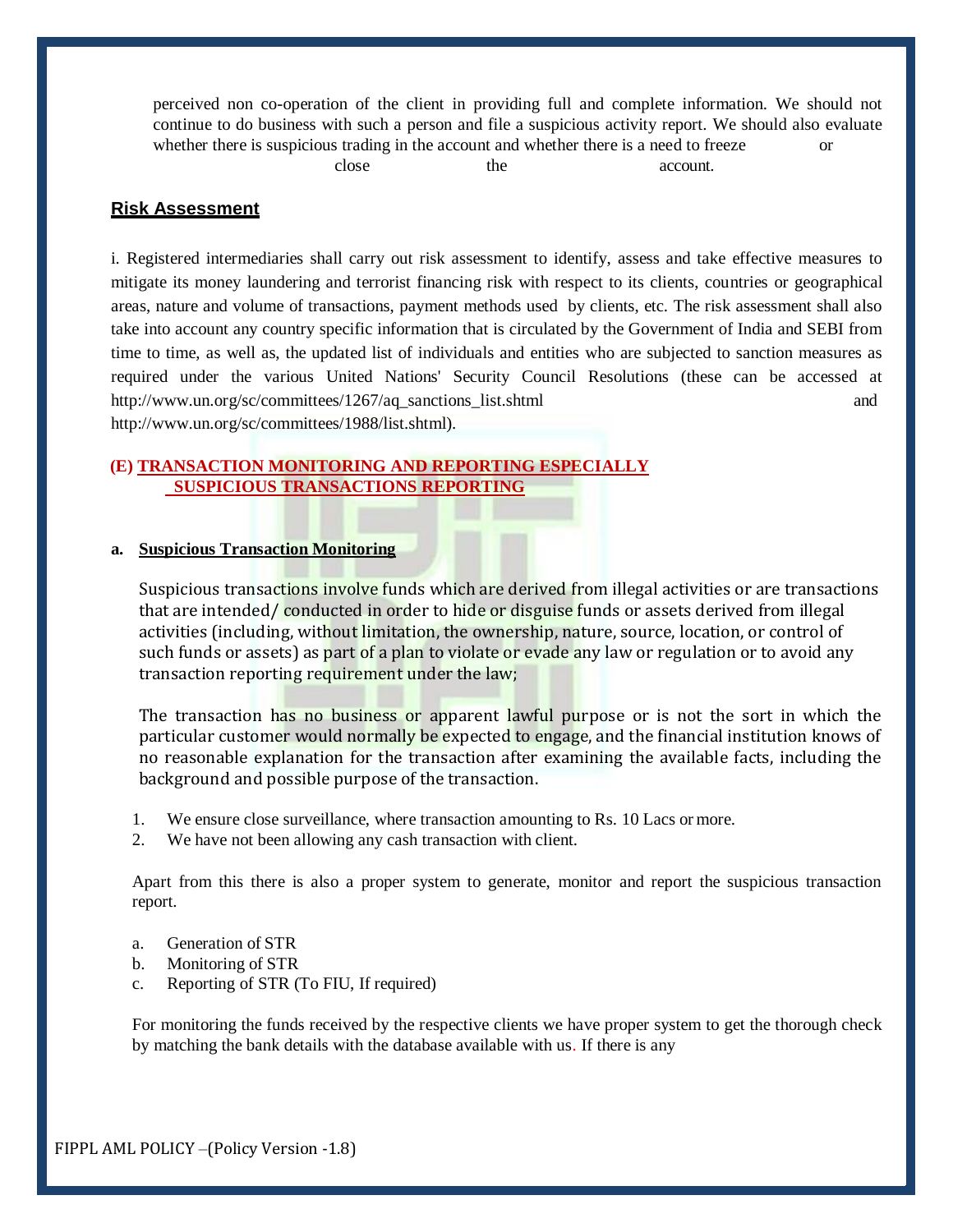perceived non co-operation of the client in providing full and complete information. We should not continue to do business with such a person and file a suspicious activity report. We should also evaluate whether there is suspicious trading in the account and whether there is a need to freeze or close the account.

## Risk Assessment

i. Registered intermediaries shall carry out risk assessment to identify, assess and take effective measures to mitigate its money laundering and terrorist financing risk with respect to its clients, countries or geographical areas, nature and volume of transactions, payment methods used by clients, etc. The risk assessment shall also take into account any country specific information that is circulated by the Government of India and SEBI from time to time, as well as, the updated list of individuals and entities who are subjected to sanction measures as required under the various United Nations' Security Council Resolutions (these can be accessed at http://www.un.org/sc/committees/1267/aq_sanctions_list.shtml and http://www.un.org/sc/committees/1988/list.shtml).

## (E) TRANSACTION MONITORING AND REPORTING ESPECIALLY SUSPICIOUS TRANSACTIONS REPORTING

**a. Suspicious Transaction Monitoring**

Suspicious transactions involve funds which are derived from illegal activities or are transactions that are intended/ conducted in order to hide or disguise funds or assets derived from illegal activities (including, without limitation, the ownership, nature, source, location, or control of such funds or assets) as part of a plan to violate or evade any law or regulation or to avoid any transaction reporting requirement under the law;

The transaction has no business or apparent lawful purpose or is not the sort in which the particular customer would normally be expected to engage, and the financial institution knows of no reasonable explanation for the transaction after examining the available facts, including the background and possible purpose of the transaction.

1. We ensure close surveillance, where transaction amounting to Rs. 10 Lacs or more.
2. We have not been allowing any cash transaction with client.

Apart from this there is also a proper system to generate, monitor and report the suspicious transaction report.

a. Generation of STR
b. Monitoring of STR
c. Reporting of STR (To FIU, If required)

For monitoring the funds received by the respective clients we have proper system to get the thorough check by matching the bank details with the database available with us. If there is any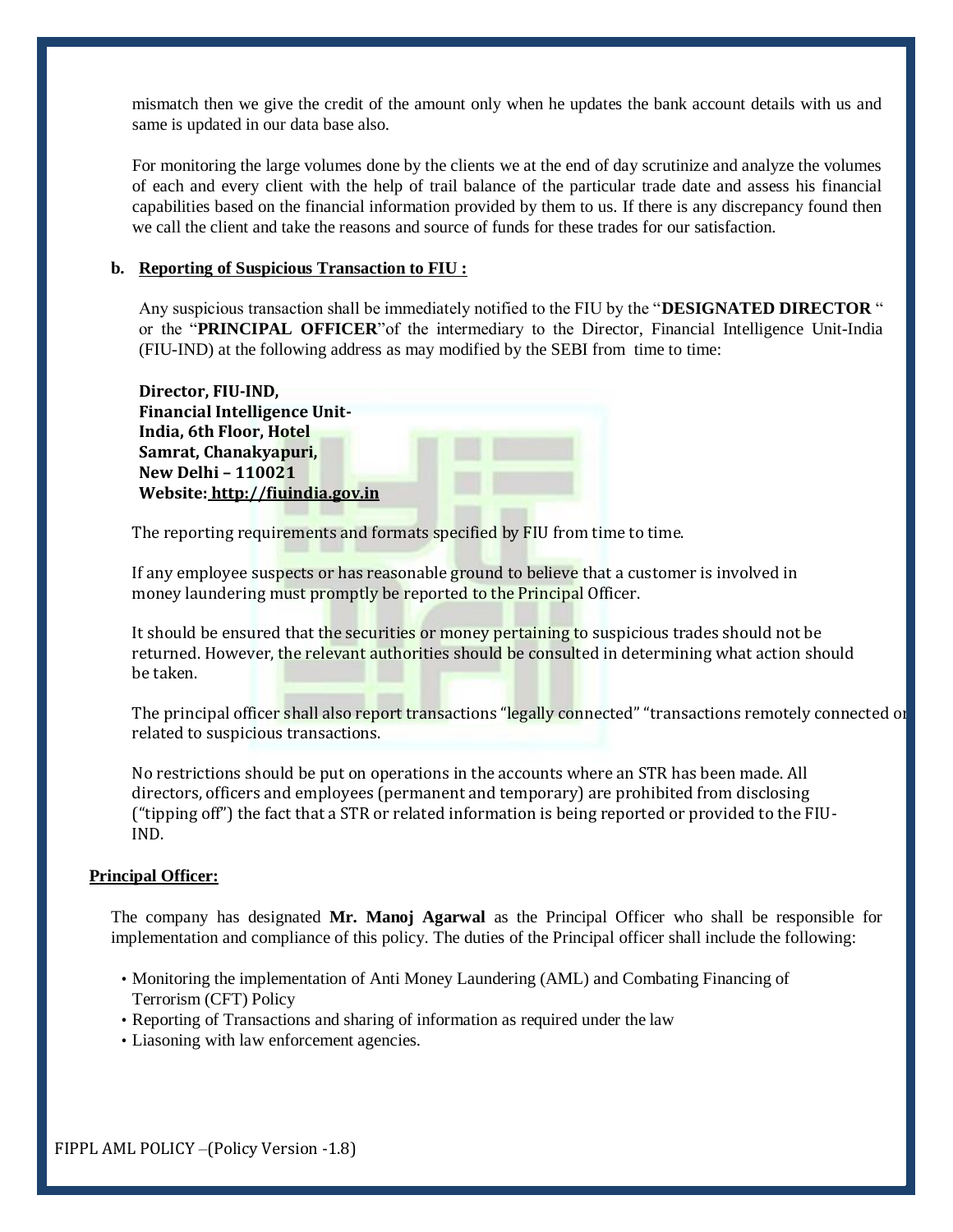mismatch then we give the credit of the amount only when he updates the bank account details with us and same is updated in our data base also.

For monitoring the large volumes done by the clients we at the end of day scrutinize and analyze the volumes of each and every client with the help of trail balance of the particular trade date and assess his financial capabilities based on the financial information provided by them to us. If there is any discrepancy found then we call the client and take the reasons and source of funds for these trades for our satisfaction.

**b. Reporting of Suspicious Transaction to FIU :**

Any suspicious transaction shall be immediately notified to the FIU by the "**DESIGNATED DIRECTOR** " or the "**PRINCIPAL OFFICER**"of the intermediary to the Director, Financial Intelligence Unit-India (FIU-IND) at the following address as may modified by the SEBI from time to time:

**Director, FIU-IND,**
**Financial Intelligence Unit-India, 6th Floor, Hotel Samrat, Chanakyapuri,**
**New Delhi – 110021**
**Website: http://fiuindia.gov.in**

The reporting requirements and formats specified by FIU from time to time.

If any employee suspects or has reasonable ground to believe that a customer is involved in money laundering must promptly be reported to the Principal Officer.

It should be ensured that the securities or money pertaining to suspicious trades should not be returned. However, the relevant authorities should be consulted in determining what action should be taken.

The principal officer shall also report transactions "legally connected" "transactions remotely connected or related to suspicious transactions.

No restrictions should be put on operations in the accounts where an STR has been made. All directors, officers and employees (permanent and temporary) are prohibited from disclosing ("tipping off") the fact that a STR or related information is being reported or provided to the FIU-IND.

**Principal Officer:**

The company has designated **Mr. Manoj Agarwal** as the Principal Officer who shall be responsible for implementation and compliance of this policy. The duties of the Principal officer shall include the following:

- Monitoring the implementation of Anti Money Laundering (AML) and Combating Financing of Terrorism (CFT) Policy
- Reporting of Transactions and sharing of information as required under the law
- Liasoning with law enforcement agencies.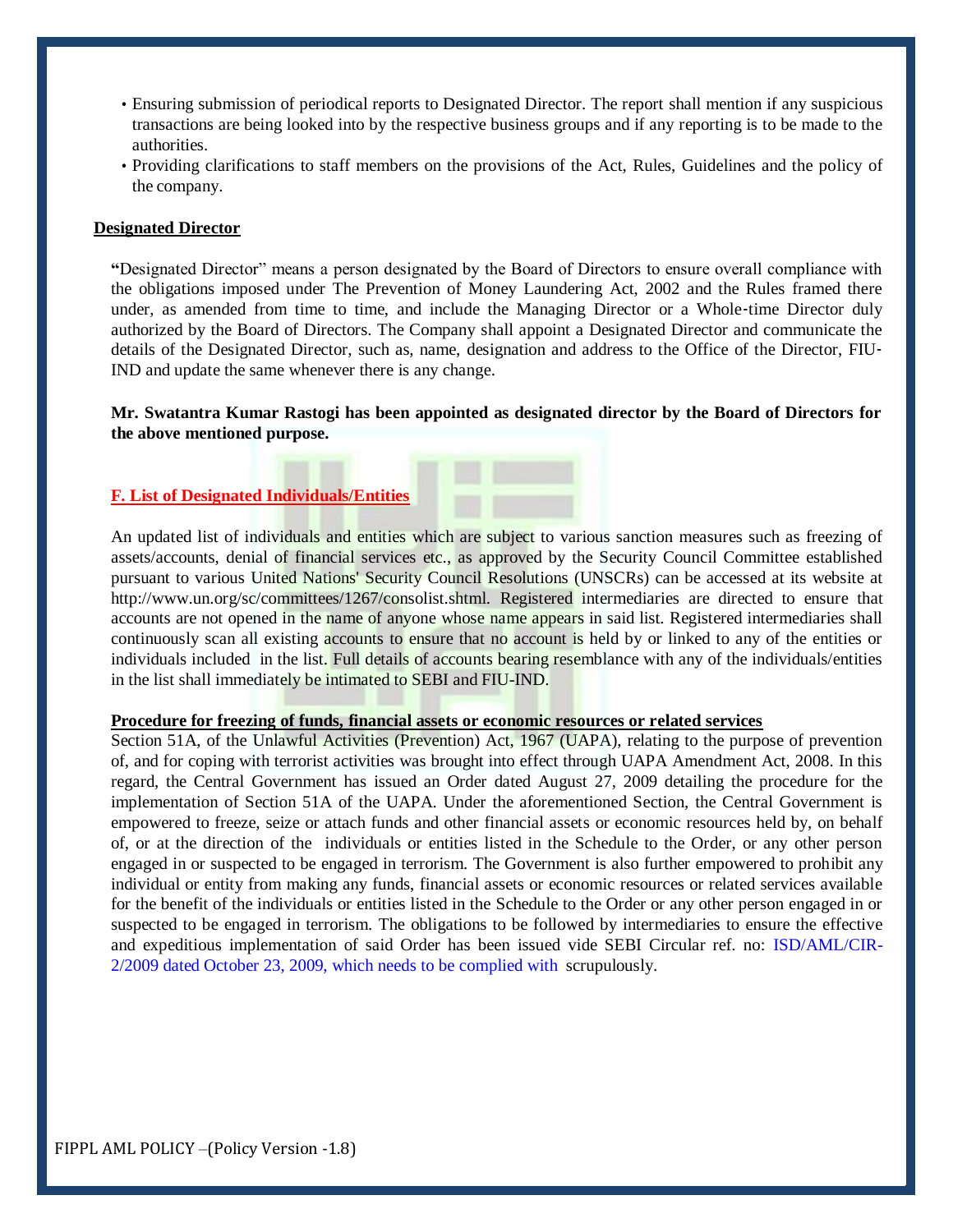- Ensuring submission of periodical reports to Designated Director. The report shall mention if any suspicious transactions are being looked into by the respective business groups and if any reporting is to be made to the authorities.
- Providing clarifications to staff members on the provisions of the Act, Rules, Guidelines and the policy of the company.

**Designated Director**

**"**Designated Director" means a person designated by the Board of Directors to ensure overall compliance with the obligations imposed under The Prevention of Money Laundering Act, 2002 and the Rules framed there under, as amended from time to time, and include the Managing Director or a Whole-time Director duly authorized by the Board of Directors. The Company shall appoint a Designated Director and communicate the details of the Designated Director, such as, name, designation and address to the Office of the Director, FIU-IND and update the same whenever there is any change.

**Mr. Swatantra Kumar Rastogi has been appointed as designated director by the Board of Directors for the above mentioned purpose.**

**F. List of Designated Individuals/Entities**

An updated list of individuals and entities which are subject to various sanction measures such as freezing of assets/accounts, denial of financial services etc., as approved by the Security Council Committee established pursuant to various United Nations' Security Council Resolutions (UNSCRs) can be accessed at its website at http://www.un.org/sc/committees/1267/consolist.shtml. Registered intermediaries are directed to ensure that accounts are not opened in the name of anyone whose name appears in said list. Registered intermediaries shall continuously scan all existing accounts to ensure that no account is held by or linked to any of the entities or individuals included in the list. Full details of accounts bearing resemblance with any of the individuals/entities in the list shall immediately be intimated to SEBI and FIU-IND.

**Procedure for freezing of funds, financial assets or economic resources or related services**

Section 51A, of the Unlawful Activities (Prevention) Act, 1967 (UAPA), relating to the purpose of prevention of, and for coping with terrorist activities was brought into effect through UAPA Amendment Act, 2008. In this regard, the Central Government has issued an Order dated August 27, 2009 detailing the procedure for the implementation of Section 51A of the UAPA. Under the aforementioned Section, the Central Government is empowered to freeze, seize or attach funds and other financial assets or economic resources held by, on behalf of, or at the direction of the individuals or entities listed in the Schedule to the Order, or any other person engaged in or suspected to be engaged in terrorism. The Government is also further empowered to prohibit any individual or entity from making any funds, financial assets or economic resources or related services available for the benefit of the individuals or entities listed in the Schedule to the Order or any other person engaged in or suspected to be engaged in terrorism. The obligations to be followed by intermediaries to ensure the effective and expeditious implementation of said Order has been issued vide SEBI Circular ref. no: ISD/AML/CIR-2/2009 dated October 23, 2009, which needs to be complied with scrupulously.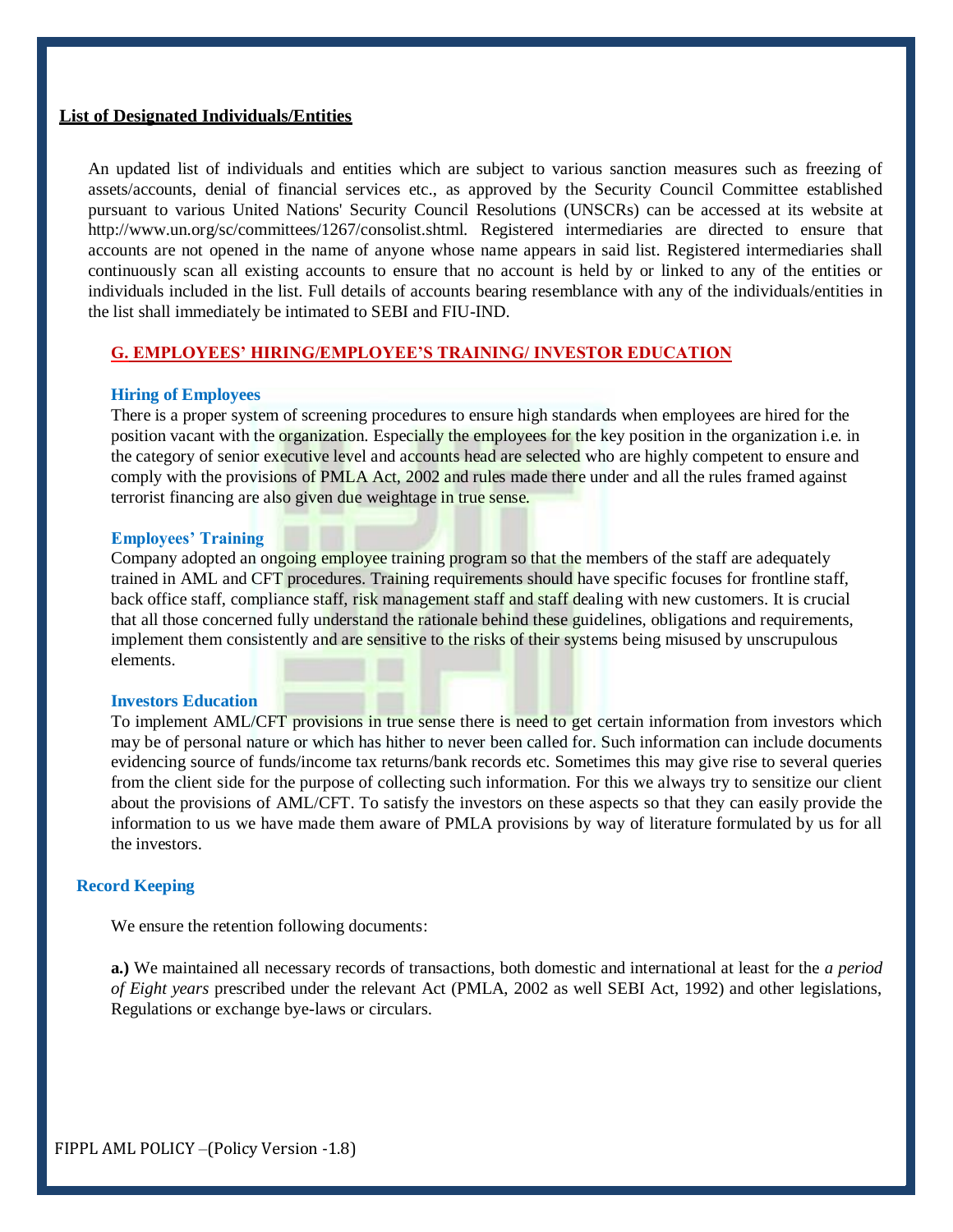**List of Designated Individuals/Entities**

An updated list of individuals and entities which are subject to various sanction measures such as freezing of assets/accounts, denial of financial services etc., as approved by the Security Council Committee established pursuant to various United Nations' Security Council Resolutions (UNSCRs) can be accessed at its website at http://www.un.org/sc/committees/1267/consolist.shtml. Registered intermediaries are directed to ensure that accounts are not opened in the name of anyone whose name appears in said list. Registered intermediaries shall continuously scan all existing accounts to ensure that no account is held by or linked to any of the entities or individuals included in the list. Full details of accounts bearing resemblance with any of the individuals/entities in the list shall immediately be intimated to SEBI and FIU-IND.

## G. EMPLOYEES' HIRING/EMPLOYEE'S TRAINING/ INVESTOR EDUCATION

### Hiring of Employees

There is a proper system of screening procedures to ensure high standards when employees are hired for the position vacant with the organization. Especially the employees for the key position in the organization i.e. in the category of senior executive level and accounts head are selected who are highly competent to ensure and comply with the provisions of PMLA Act, 2002 and rules made there under and all the rules framed against terrorist financing are also given due weightage in true sense.

### Employees' Training

Company adopted an ongoing employee training program so that the members of the staff are adequately trained in AML and CFT procedures. Training requirements should have specific focuses for frontline staff, back office staff, compliance staff, risk management staff and staff dealing with new customers. It is crucial that all those concerned fully understand the rationale behind these guidelines, obligations and requirements, implement them consistently and are sensitive to the risks of their systems being misused by unscrupulous elements.

### Investors Education

To implement AML/CFT provisions in true sense there is need to get certain information from investors which may be of personal nature or which has hither to never been called for. Such information can include documents evidencing source of funds/income tax returns/bank records etc. Sometimes this may give rise to several queries from the client side for the purpose of collecting such information. For this we always try to sensitize our client about the provisions of AML/CFT. To satisfy the investors on these aspects so that they can easily provide the information to us we have made them aware of PMLA provisions by way of literature formulated by us for all the investors.

### Record Keeping

We ensure the retention following documents:

**a.)** We maintained all necessary records of transactions, both domestic and international at least for the *a period of Eight years* prescribed under the relevant Act (PMLA, 2002 as well SEBI Act, 1992) and other legislations, Regulations or exchange bye-laws or circulars.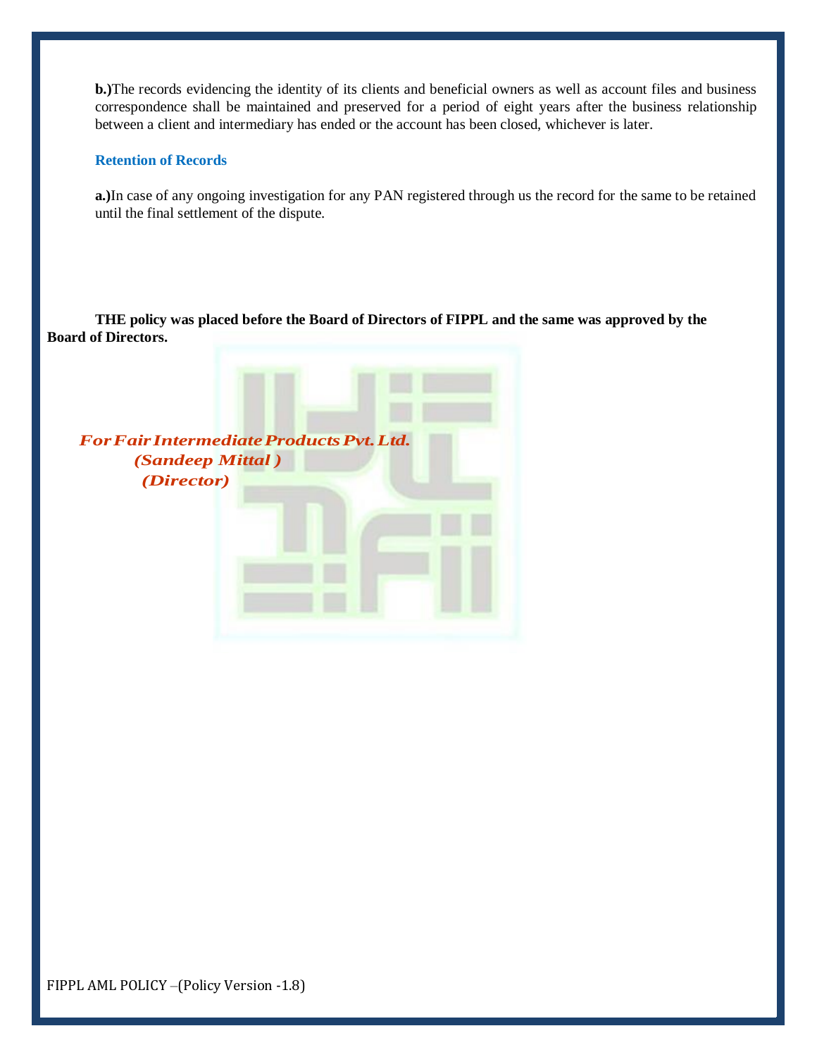**b.)** The records evidencing the identity of its clients and beneficial owners as well as account files and business correspondence shall be maintained and preserved for a period of eight years after the business relationship between a client and intermediary has ended or the account has been closed, whichever is later.

### Retention of Records

**a.)** In case of any ongoing investigation for any PAN registered through us the record for the same to be retained until the final settlement of the dispute.

**THE policy was placed before the Board of Directors of FIPPL and the same was approved by the Board of Directors.**

***For Fair Intermediate Products Pvt. Ltd.***
***(Sandeep Mittal )***
***(Director)***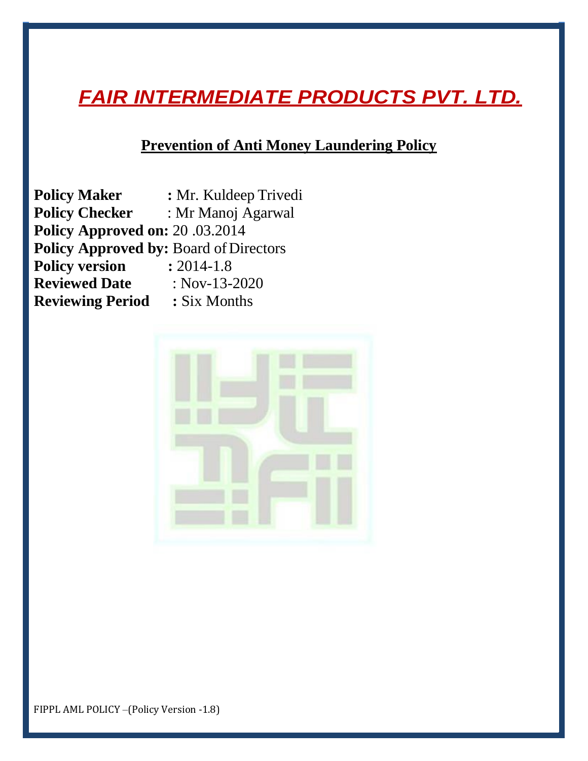# *FAIR INTERMEDIATE PRODUCTS PVT. LTD.*

## Prevention of Anti Money Laundering Policy

**Policy Maker** **:** Mr. Kuldeep Trivedi
**Policy Checker** : Mr Manoj Agarwal
**Policy Approved on:** 20 .03.2014
**Policy Approved by:** Board of Directors
**Policy version** **:** 2014-1.8
**Reviewed Date** : Nov-13-2020
**Reviewing Period** **:** Six Months